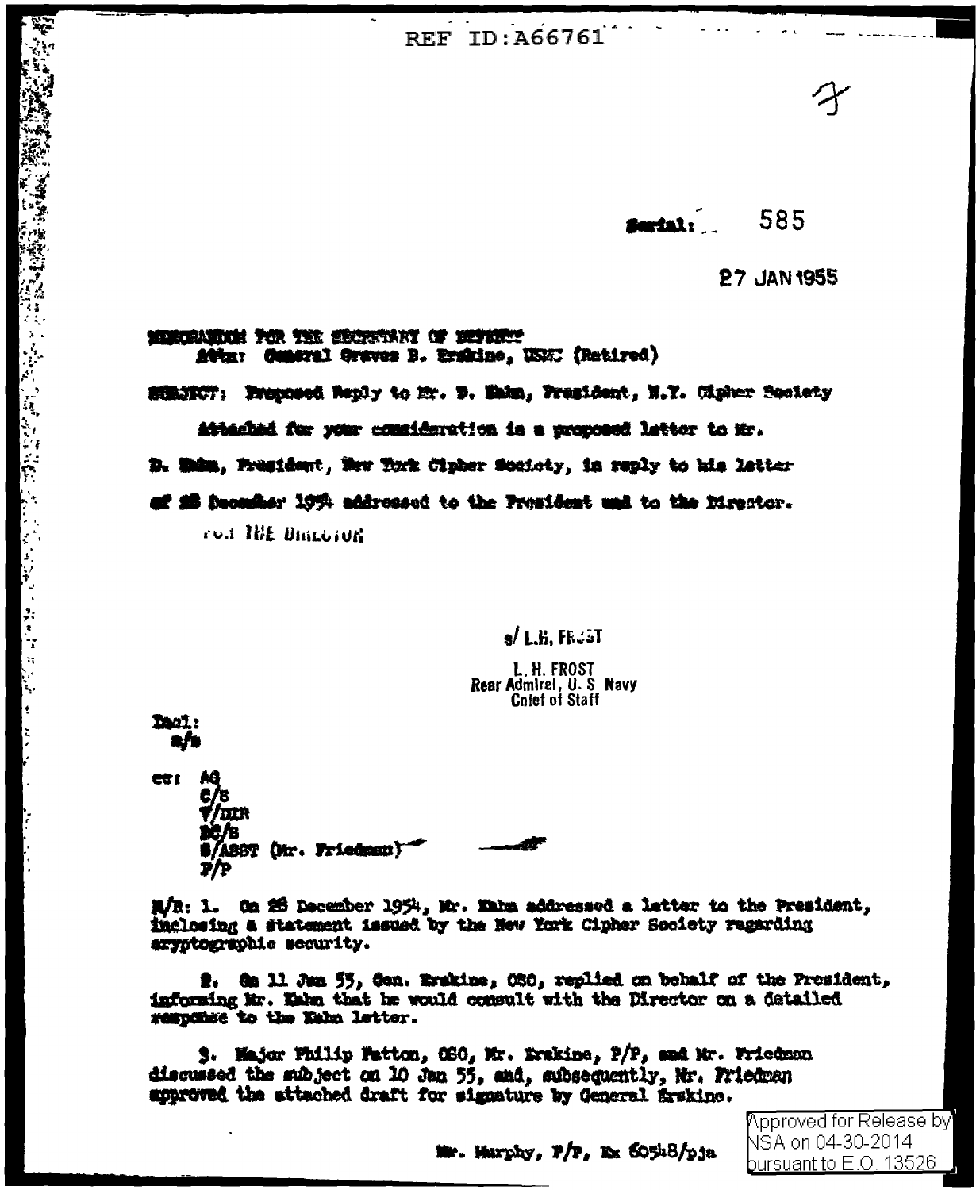REF ID:A66761

Serial: 585

27 JAN 1955

MEMORANDUM FOR THE SECRETARY OF DEFENSE
Attn: General Graves B. Erskine, USMC (Retired)

SUBJECT: Proposed Reply to Mr. D. Kahn, President, N.Y. Cipher Society

Attached for your consideration is a proposed letter to Mr. D. Kahn, President, New York Cipher Society, in reply to his letter of 28 December 1954 addressed to the President and to the Director.

FOR THE DIRECTOR

s/ L.H. FROST

L. H. FROST
Rear Admiral, U. S. Navy
Chief of Staff

Incl:
a/s

cc: AG
C/S
V/DIR
DC/S
S/ASST (Mr. Friedman)
P/P

M/R: 1. On 28 December 1954, Mr. Kahn addressed a letter to the President, inclosing a statement issued by the New York Cipher Society regarding cryptographic security.

2. On 11 Jan 55, Gen. Erskine, OSO, replied on behalf of the President, informing Mr. Kahn that he would consult with the Director on a detailed response to the Kahn letter.

3. Major Philip Patton, OSO, Mr. Erskine, P/P, and Mr. Friedman discussed the subject on 10 Jan 55, and, subsequently, Mr. Friedman approved the attached draft for signature by General Erskine.

Mr. Murphy, P/P, Ex 60548/pja

Approved for Release by NSA on 04-30-2014 pursuant to E.O. 13526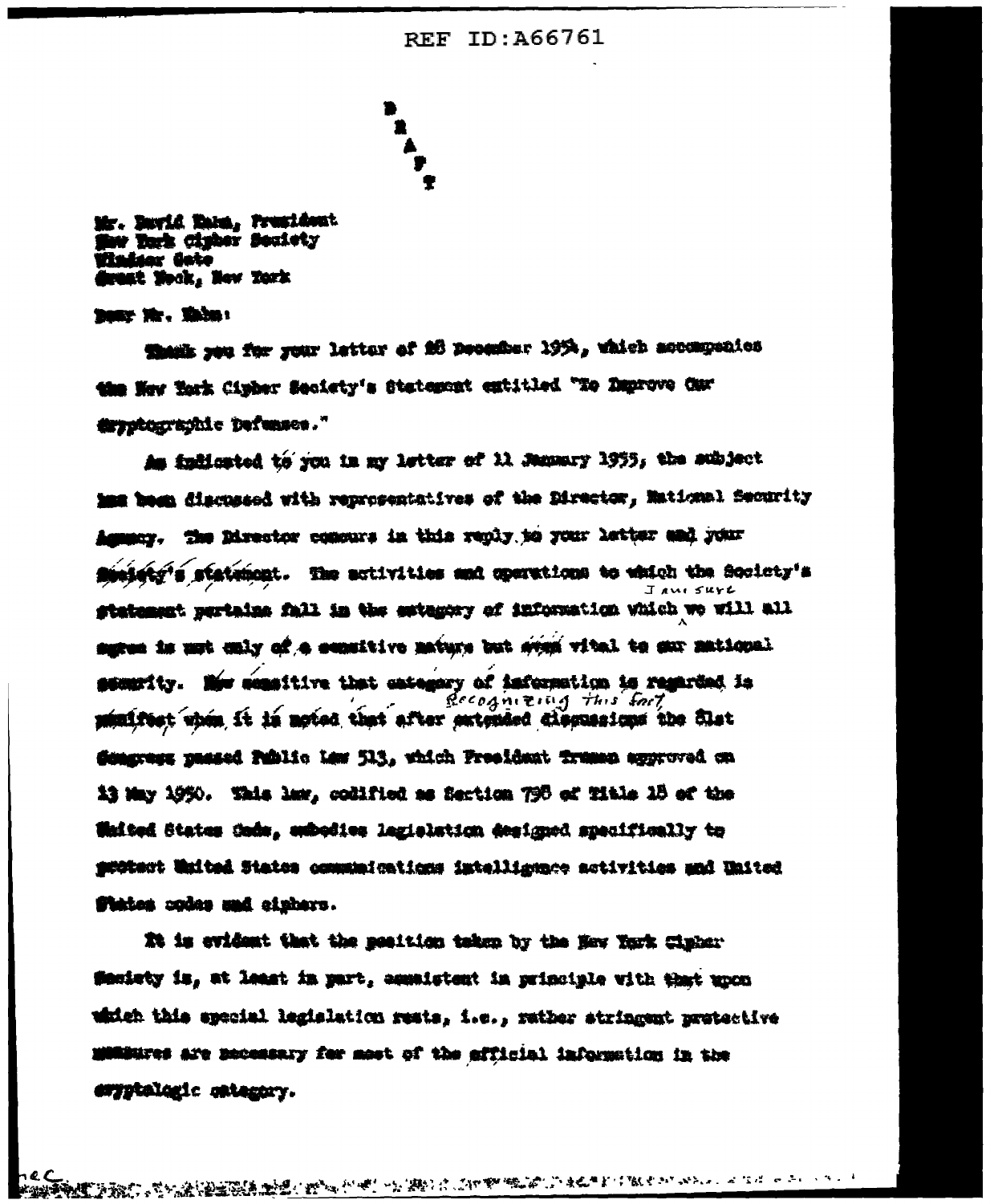REF ID:A66761

D
R
A
F
T

Mr. David Kahn, President
New York Cipher Society
Windsor Gate
Great Neck, New York

Dear Mr. Kahn:

Thank you for your letter of 28 December 1954, which accompanies the New York Cipher Society's Statement entitled "To Improve Our Cryptographic Defenses."

As indicated to you in my letter of 11 January 1955, the subject has been discussed with representatives of the Director, National Security Agency. The Director concurs in this reply to your letter and your Society's statement. The activities and operations to which the Society's statement pertains fall in the category of information which I am sure we will all agree is not only of a sensitive nature but even vital to our national security. How sensitive that category of information is regarded is manifest when it is noted that after extended discussions Recognizing this fact the 81st Congress passed Public Law 513, which President Truman approved on 13 May 1950. This law, codified as Section 798 of Title 18 of the United States Code, embodies legislation designed specifically to protect United States communications intelligence activities and United States codes and ciphers.

It is evident that the position taken by the New York Cipher Society is, at least in part, consistent in principle with that upon which this special legislation rests, i.e., rather stringent protective measures are necessary for most of the official information in the cryptologic category.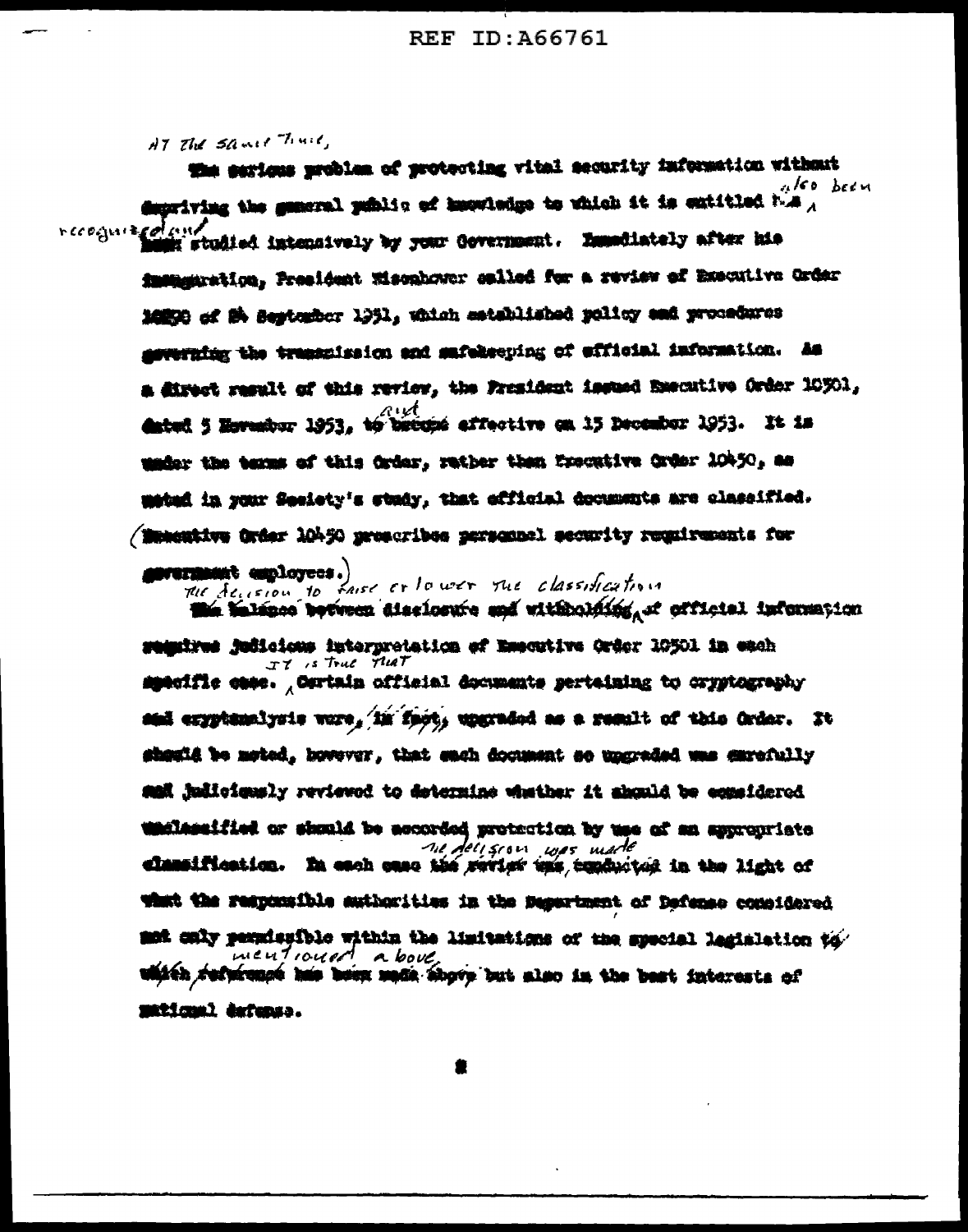At the same time, the serious problem of protecting vital security information without depriving the general public of knowledge to which it is entitled has also been recognized and studied intensively by your Government. Immediately after his inauguration, President Eisenhower called for a review of Executive Order 10290 of 24 September 1951, which established policy and procedures governing the transmission and safekeeping of official information. As a direct result of this review, the President issued Executive Order 10501, dated 5 November 1953, and effective on 15 December 1953. It is under the terms of this Order, rather than Executive Order 10450, as noted in your Society's study, that official documents are classified. (Executive Order 10450 prescribes personnel security requirements for government employees.)

The decision to raise or lower the classification of official information requires judicious interpretation of Executive Order 10501 in each specific case. It is true that certain official documents pertaining to cryptography and cryptanalysis were upgraded as a result of this Order. It should be noted, however, that each document so upgraded was carefully and judiciously reviewed to determine whether it should be considered unclassified or should be accorded protection by use of an appropriate classification. In each case the decision was made in the light of what the responsible authorities in the Department of Defense considered not only permissible within the limitations of the special legislation mentioned above but also in the best interests of national defense.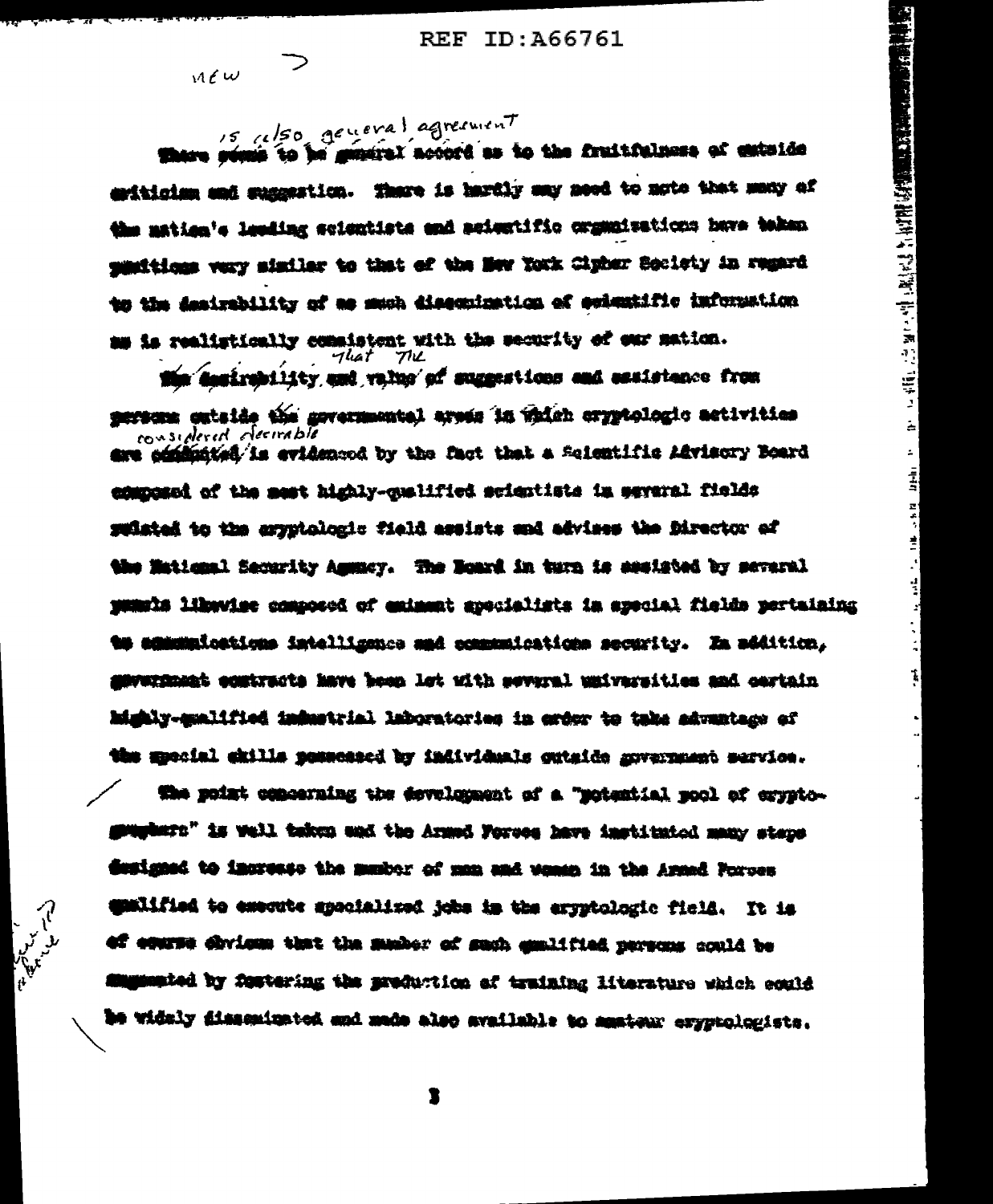REF ID:A66761

new

~~There seems to be general accord~~ is also general agreement as to the fruitfulness of outside criticism and suggestion. There is hardly any need to note that many of the nation's leading scientists and scientific organizations have taken positions very similar to that of the New York Cipher Society in regard to the desirability of as much dissemination of scientific information as is realistically consistent with the security of our nation.

~~The desirability and value of~~ That the suggestions and assistance from persons outside the governmental areas in which cryptologic activities are ~~conducted~~ considered desirable is evidenced by the fact that a Scientific Advisory Board composed of the most highly-qualified scientists in several fields related to the cryptologic field assists and advises the Director of the National Security Agency. The Board in turn is assisted by several panels likewise composed of eminent specialists in special fields pertaining to communications intelligence and communications security. In addition, government contracts have been let with several universities and certain highly-qualified industrial laboratories in order to take advantage of the special skills possessed by individuals outside government service.

The point concerning the development of a "potential pool of cryptographers" is well taken and the Armed Forces have instituted many steps designed to increase the number of men and women in the Armed Forces qualified to execute specialized jobs in the cryptologic field. It is of course obvious that the number of such qualified persons could be augmented by fostering the production of training literature which could be widely disseminated and made also available to amateur cryptologists.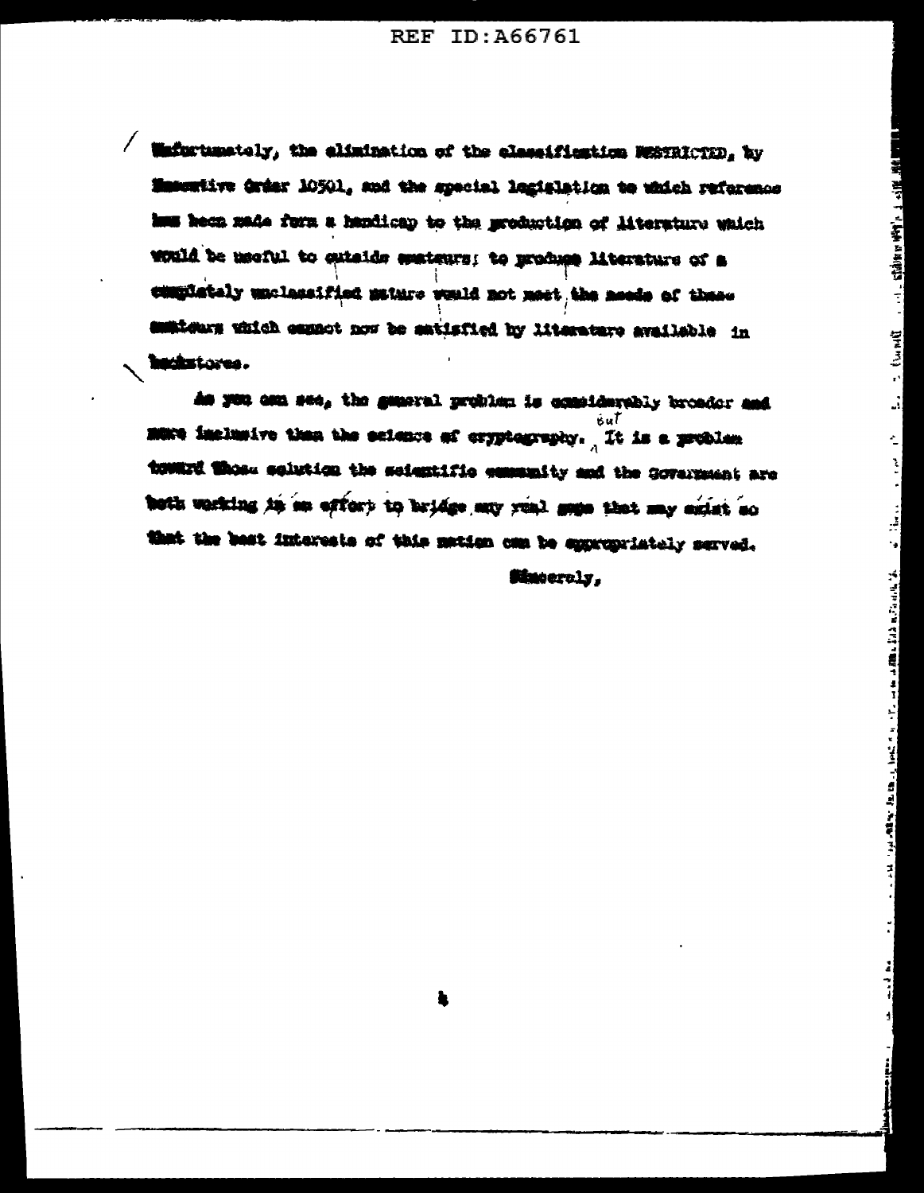Unfortunately, the elimination of the classification RESTRICTED, by Executive Order 10501, and the special legislation to which reference has been made form a handicap to the production of literature which would be useful to outside amateurs; to produce literature of a completely unclassified nature would not meet the needs of these amateurs which cannot now be satisfied by literature available in bookstores.

As you can see, the general problem is considerably broader and more inclusive than the science of cryptography, but it is a problem toward whose solution the scientific community and the Government are both working in an effort to bridge any real gaps that may exist so that the best interests of this nation can be appropriately served.

Sincerely,